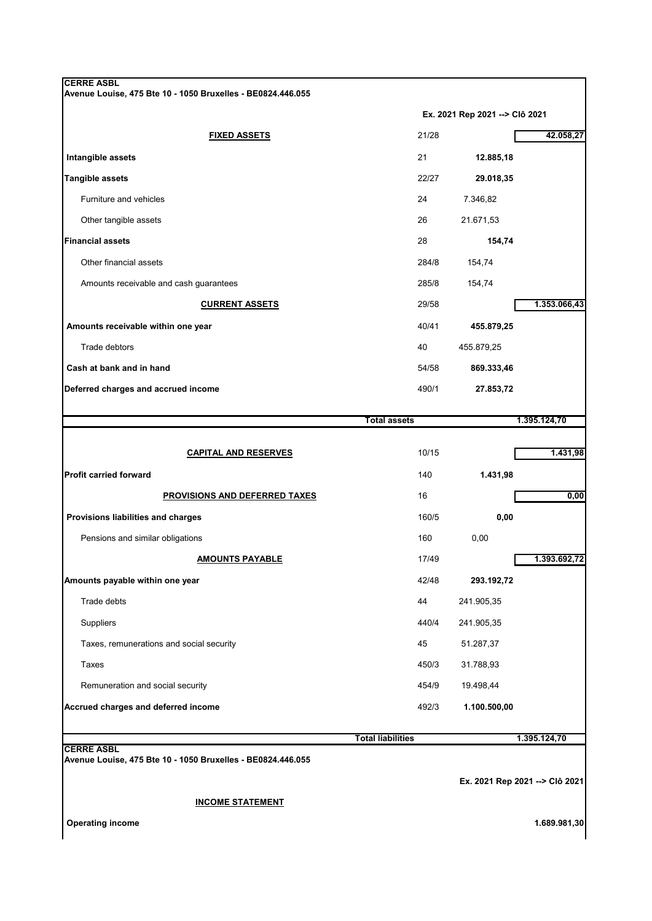**CERRE ASBL**
**Avenue Louise, 475 Bte 10 - 1050 Bruxelles - BE0824.446.055**

| | | Ex. 2021 Rep 2021 --> Clô 2021 | |
|---|---|---|---|
| **FIXED ASSETS** | 21/28 | | **42.058,27** |
| **Intangible assets** | 21 | **12.885,18** | |
| **Tangible assets** | 22/27 | **29.018,35** | |
| Furniture and vehicles | 24 | 7.346,82 | |
| Other tangible assets | 26 | 21.671,53 | |
| **Financial assets** | 28 | **154,74** | |
| Other financial assets | 284/8 | 154,74 | |
| Amounts receivable and cash guarantees | 285/8 | 154,74 | |
| **CURRENT ASSETS** | 29/58 | | **1.353.066,43** |
| **Amounts receivable within one year** | 40/41 | **455.879,25** | |
| Trade debtors | 40 | 455.879,25 | |
| **Cash at bank and in hand** | 54/58 | **869.333,46** | |
| **Deferred charges and accrued income** | 490/1 | **27.853,72** | |
| **Total assets** | | | **1.395.124,70** |
| **CAPITAL AND RESERVES** | 10/15 | | **1.431,98** |
| **Profit carried forward** | 140 | **1.431,98** | |
| **PROVISIONS AND DEFERRED TAXES** | 16 | | **0,00** |
| **Provisions liabilities and charges** | 160/5 | **0,00** | |
| Pensions and similar obligations | 160 | 0,00 | |
| **AMOUNTS PAYABLE** | 17/49 | | **1.393.692,72** |
| **Amounts payable within one year** | 42/48 | **293.192,72** | |
| Trade debts | 44 | 241.905,35 | |
| Suppliers | 440/4 | 241.905,35 | |
| Taxes, remunerations and social security | 45 | 51.287,37 | |
| Taxes | 450/3 | 31.788,93 | |
| Remuneration and social security | 454/9 | 19.498,44 | |
| **Accrued charges and deferred income** | 492/3 | **1.100.500,00** | |
| **Total liabilities** | | | **1.395.124,70** |

**CERRE ASBL**
**Avenue Louise, 475 Bte 10 - 1050 Bruxelles - BE0824.446.055**

| | Ex. 2021 Rep 2021 --> Clô 2021 |
|---|---|
| **INCOME STATEMENT** | |
| **Operating income** | **1.689.981,30** |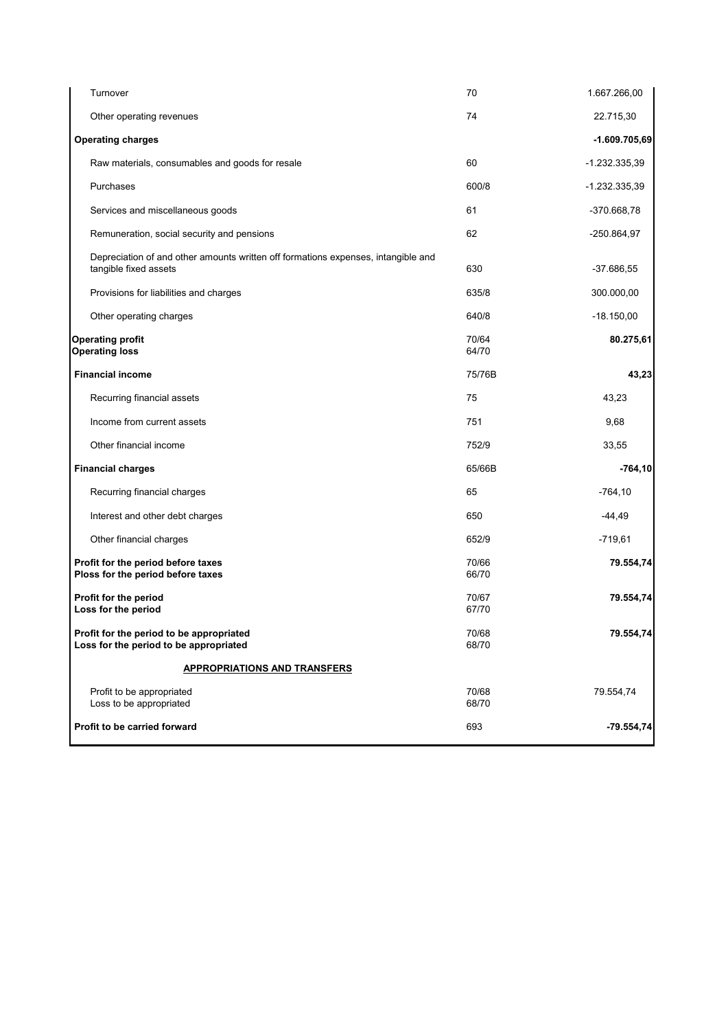| | | |
|---|---|---|
| Turnover | 70 | 1.667.266,00 |
| Other operating revenues | 74 | 22.715,30 |
| **Operating charges** | | **-1.609.705,69** |
| Raw materials, consumables and goods for resale | 60 | -1.232.335,39 |
| Purchases | 600/8 | -1.232.335,39 |
| Services and miscellaneous goods | 61 | -370.668,78 |
| Remuneration, social security and pensions | 62 | -250.864,97 |
| Depreciation of and other amounts written off formations expenses, intangible and tangible fixed assets | 630 | -37.686,55 |
| Provisions for liabilities and charges | 635/8 | 300.000,00 |
| Other operating charges | 640/8 | -18.150,00 |
| **Operating profit**<br>**Operating loss** | 70/64<br>64/70 | **80.275,61** |
| **Financial income** | 75/76B | **43,23** |
| Recurring financial assets | 75 | 43,23 |
| Income from current assets | 751 | 9,68 |
| Other financial income | 752/9 | 33,55 |
| **Financial charges** | 65/66B | **-764,10** |
| Recurring financial charges | 65 | -764,10 |
| Interest and other debt charges | 650 | -44,49 |
| Other financial charges | 652/9 | -719,61 |
| **Profit for the period before taxes**<br>**Ploss for the period before taxes** | 70/66<br>66/70 | **79.554,74** |
| **Profit for the period**<br>**Loss for the period** | 70/67<br>67/70 | **79.554,74** |
| **Profit for the period to be appropriated**<br>**Loss for the period to be appropriated** | 70/68<br>68/70 | **79.554,74** |
| **APPROPRIATIONS AND TRANSFERS** | | |
| Profit to be appropriated<br>Loss to be appropriated | 70/68<br>68/70 | 79.554,74 |
| **Profit to be carried forward** | 693 | **-79.554,74** |